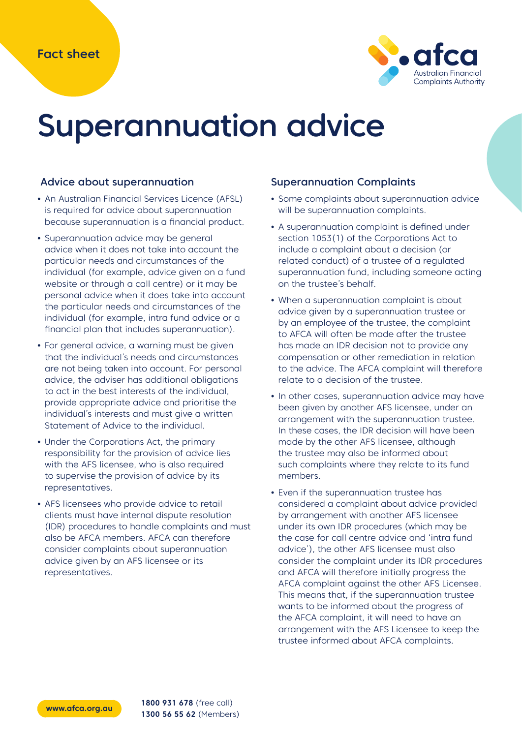Fact sheet

# Superannuation advice

## Advice about superannuation

- An Australian Financial Services Licence (AFSL) is required for advice about superannuation because superannuation is a financial product.
- Superannuation advice may be general advice when it does not take into account the particular needs and circumstances of the individual (for example, advice given on a fund website or through a call centre) or it may be personal advice when it does take into account the particular needs and circumstances of the individual (for example, intra fund advice or a financial plan that includes superannuation).
- For general advice, a warning must be given that the individual's needs and circumstances are not being taken into account. For personal advice, the adviser has additional obligations to act in the best interests of the individual, provide appropriate advice and prioritise the individual's interests and must give a written Statement of Advice to the individual.
- Under the Corporations Act, the primary responsibility for the provision of advice lies with the AFS licensee, who is also required to supervise the provision of advice by its representatives.
- AFS licensees who provide advice to retail clients must have internal dispute resolution (IDR) procedures to handle complaints and must also be AFCA members. AFCA can therefore consider complaints about superannuation advice given by an AFS licensee or its representatives.

## Superannuation Complaints

- Some complaints about superannuation advice will be superannuation complaints.
- A superannuation complaint is defined under section 1053(1) of the Corporations Act to include a complaint about a decision (or related conduct) of a trustee of a regulated superannuation fund, including someone acting on the trustee's behalf.
- When a superannuation complaint is about advice given by a superannuation trustee or by an employee of the trustee, the complaint to AFCA will often be made after the trustee has made an IDR decision not to provide any compensation or other remediation in relation to the advice. The AFCA complaint will therefore relate to a decision of the trustee.
- In other cases, superannuation advice may have been given by another AFS licensee, under an arrangement with the superannuation trustee. In these cases, the IDR decision will have been made by the other AFS licensee, although the trustee may also be informed about such complaints where they relate to its fund members.
- Even if the superannuation trustee has considered a complaint about advice provided by arrangement with another AFS licensee under its own IDR procedures (which may be the case for call centre advice and 'intra fund advice'), the other AFS licensee must also consider the complaint under its IDR procedures and AFCA will therefore initially progress the AFCA complaint against the other AFS Licensee. This means that, if the superannuation trustee wants to be informed about the progress of the AFCA complaint, it will need to have an arrangement with the AFS Licensee to keep the trustee informed about AFCA complaints.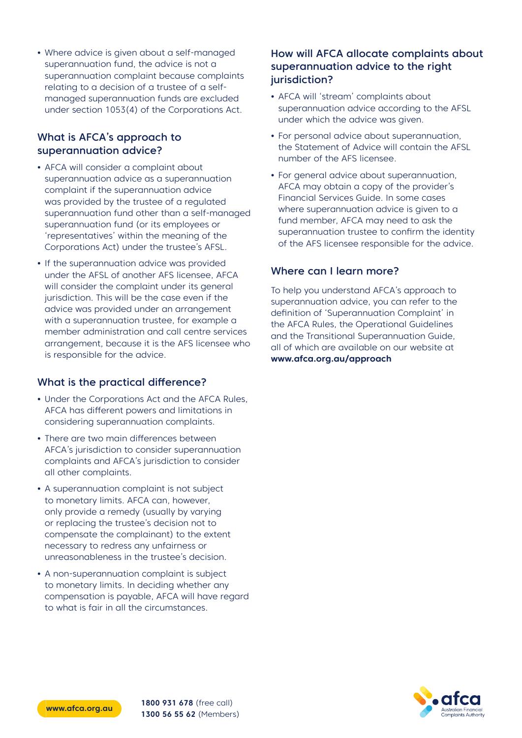- Where advice is given about a self-managed superannuation fund, the advice is not a superannuation complaint because complaints relating to a decision of a trustee of a self-managed superannuation funds are excluded under section 1053(4) of the Corporations Act.

## What is AFCA's approach to superannuation advice?

- AFCA will consider a complaint about superannuation advice as a superannuation complaint if the superannuation advice was provided by the trustee of a regulated superannuation fund other than a self-managed superannuation fund (or its employees or 'representatives' within the meaning of the Corporations Act) under the trustee's AFSL.
- If the superannuation advice was provided under the AFSL of another AFS licensee, AFCA will consider the complaint under its general jurisdiction. This will be the case even if the advice was provided under an arrangement with a superannuation trustee, for example a member administration and call centre services arrangement, because it is the AFS licensee who is responsible for the advice.

## What is the practical difference?

- Under the Corporations Act and the AFCA Rules, AFCA has different powers and limitations in considering superannuation complaints.
- There are two main differences between AFCA's jurisdiction to consider superannuation complaints and AFCA's jurisdiction to consider all other complaints.
- A superannuation complaint is not subject to monetary limits. AFCA can, however, only provide a remedy (usually by varying or replacing the trustee's decision not to compensate the complainant) to the extent necessary to redress any unfairness or unreasonableness in the trustee's decision.
- A non-superannuation complaint is subject to monetary limits. In deciding whether any compensation is payable, AFCA will have regard to what is fair in all the circumstances.

## How will AFCA allocate complaints about superannuation advice to the right jurisdiction?

- AFCA will 'stream' complaints about superannuation advice according to the AFSL under which the advice was given.
- For personal advice about superannuation, the Statement of Advice will contain the AFSL number of the AFS licensee.
- For general advice about superannuation, AFCA may obtain a copy of the provider's Financial Services Guide. In some cases where superannuation advice is given to a fund member, AFCA may need to ask the superannuation trustee to confirm the identity of the AFS licensee responsible for the advice.

## Where can I learn more?

To help you understand AFCA's approach to superannuation advice, you can refer to the definition of 'Superannuation Complaint' in the AFCA Rules, the Operational Guidelines and the Transitional Superannuation Guide, all of which are available on our website at **www.afca.org.au/approach**

**www.afca.org.au**

**1800 931 678** (free call)
**1300 56 55 62** (Members)

afca
Australian Financial Complaints Authority